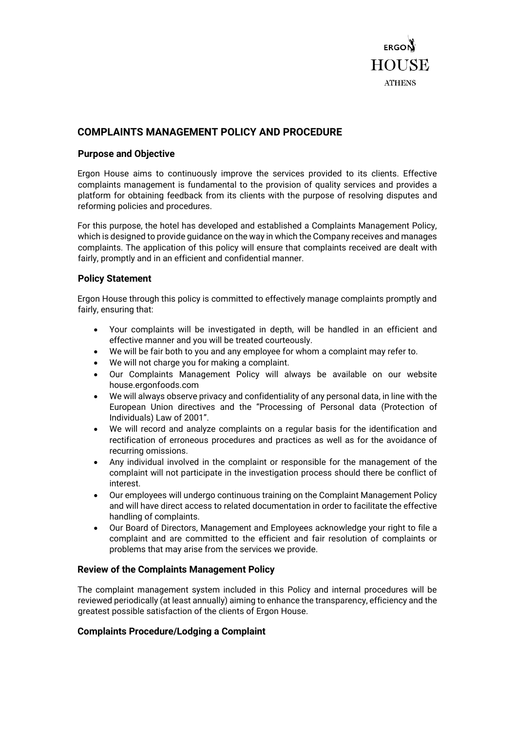ERGON HOUSE ATHENS

# COMPLAINTS MANAGEMENT POLICY AND PROCEDURE

## Purpose and Objective

Ergon House aims to continuously improve the services provided to its clients. Effective complaints management is fundamental to the provision of quality services and provides a platform for obtaining feedback from its clients with the purpose of resolving disputes and reforming policies and procedures.

For this purpose, the hotel has developed and established a Complaints Management Policy, which is designed to provide guidance on the way in which the Company receives and manages complaints. The application of this policy will ensure that complaints received are dealt with fairly, promptly and in an efficient and confidential manner.

## Policy Statement

Ergon House through this policy is committed to effectively manage complaints promptly and fairly, ensuring that:

- Your complaints will be investigated in depth, will be handled in an efficient and effective manner and you will be treated courteously.
- We will be fair both to you and any employee for whom a complaint may refer to.
- We will not charge you for making a complaint.
- Our Complaints Management Policy will always be available on our website house.ergonfoods.com
- We will always observe privacy and confidentiality of any personal data, in line with the European Union directives and the "Processing of Personal data (Protection of Individuals) Law of 2001".
- We will record and analyze complaints on a regular basis for the identification and rectification of erroneous procedures and practices as well as for the avoidance of recurring omissions.
- Any individual involved in the complaint or responsible for the management of the complaint will not participate in the investigation process should there be conflict of interest.
- Our employees will undergo continuous training on the Complaint Management Policy and will have direct access to related documentation in order to facilitate the effective handling of complaints.
- Our Board of Directors, Management and Employees acknowledge your right to file a complaint and are committed to the efficient and fair resolution of complaints or problems that may arise from the services we provide.

## Review of the Complaints Management Policy

The complaint management system included in this Policy and internal procedures will be reviewed periodically (at least annually) aiming to enhance the transparency, efficiency and the greatest possible satisfaction of the clients of Ergon House.

## Complaints Procedure/Lodging a Complaint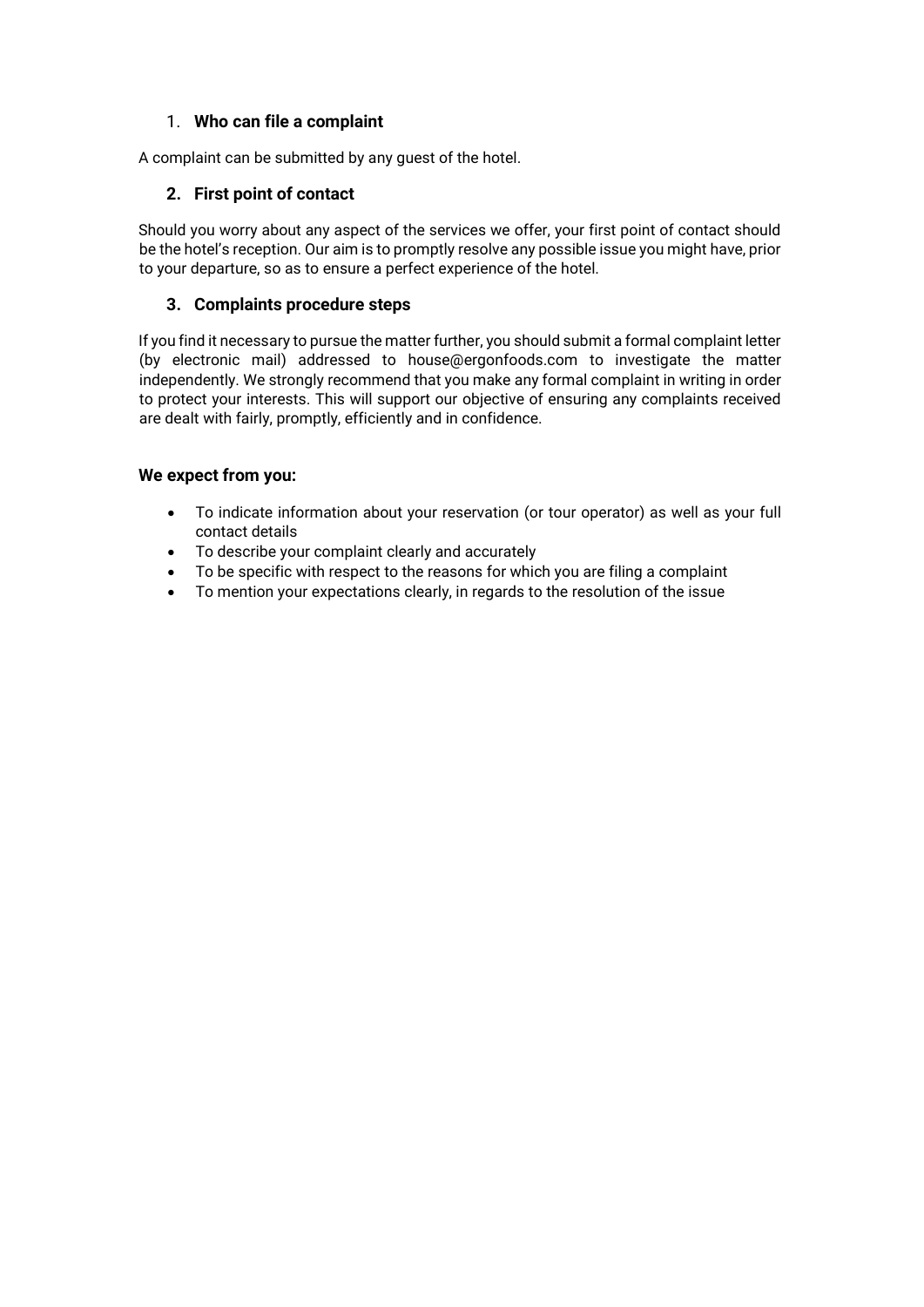### 1. **Who can file a complaint**

A complaint can be submitted by any guest of the hotel.

### 2. **First point of contact**

Should you worry about any aspect of the services we offer, your first point of contact should be the hotel's reception. Our aim is to promptly resolve any possible issue you might have, prior to your departure, so as to ensure a perfect experience of the hotel.

### 3. **Complaints procedure steps**

If you find it necessary to pursue the matter further, you should submit a formal complaint letter (by electronic mail) addressed to house@ergonfoods.com to investigate the matter independently. We strongly recommend that you make any formal complaint in writing in order to protect your interests. This will support our objective of ensuring any complaints received are dealt with fairly, promptly, efficiently and in confidence.

**We expect from you:**

- To indicate information about your reservation (or tour operator) as well as your full contact details
- To describe your complaint clearly and accurately
- To be specific with respect to the reasons for which you are filing a complaint
- To mention your expectations clearly, in regards to the resolution of the issue